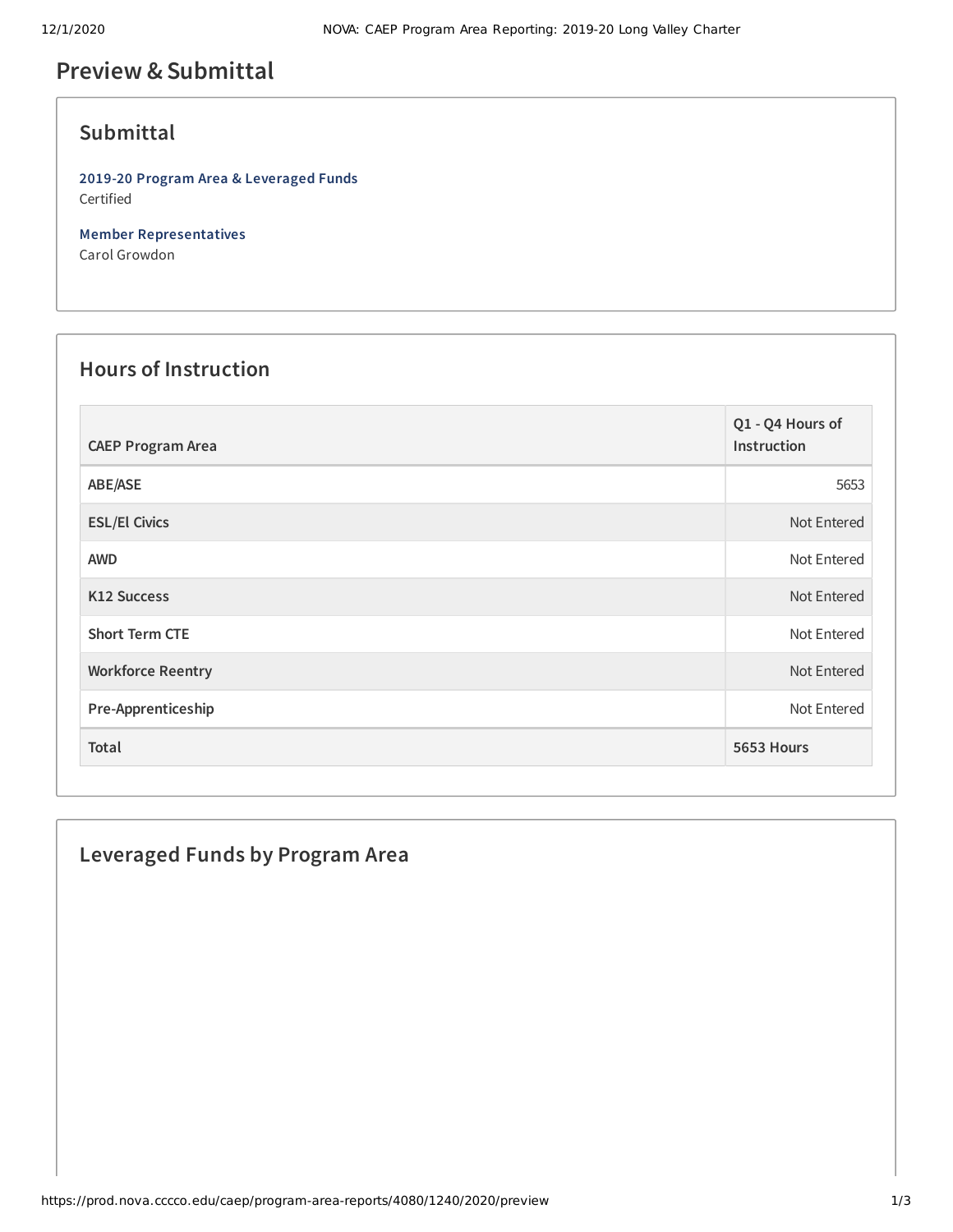# Preview & Submittal

## Submittal

**2019-20 Program Area & Leveraged Funds**
Certified

**Member Representatives**
Carol Growdon

## Hours of Instruction

| CAEP Program Area | Q1 - Q4 Hours of Instruction |
| --- | --- |
| ABE/ASE | 5653 |
| ESL/El Civics | Not Entered |
| AWD | Not Entered |
| K12 Success | Not Entered |
| Short Term CTE | Not Entered |
| Workforce Reentry | Not Entered |
| Pre-Apprenticeship | Not Entered |
| **Total** | **5653 Hours** |

## Leveraged Funds by Program Area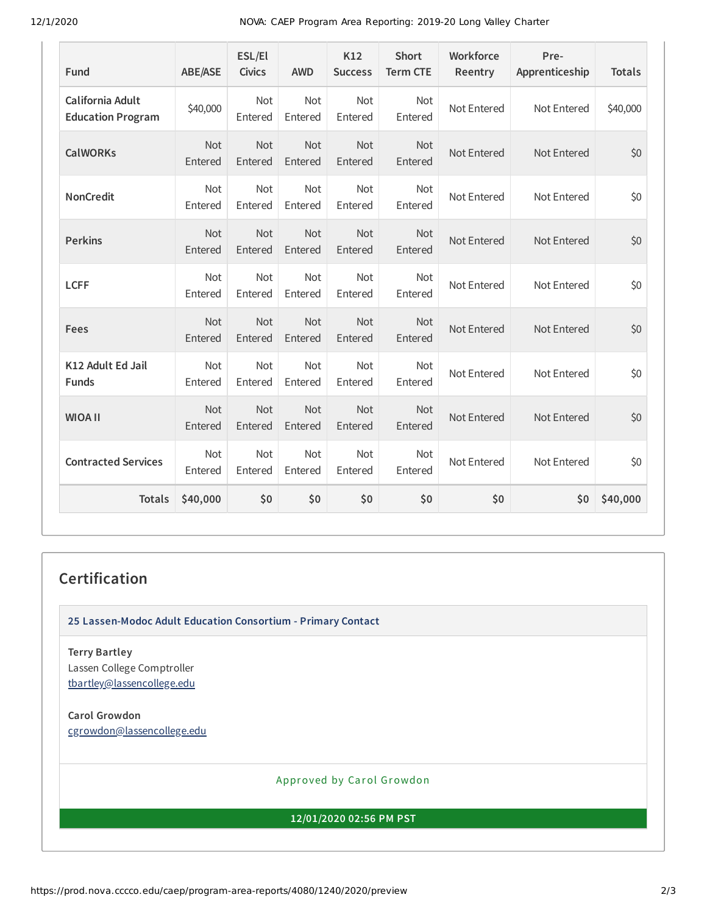| Fund | ABE/ASE | ESL/El Civics | AWD | K12 Success | Short Term CTE | Workforce Reentry | Pre-Apprenticeship | Totals |
|---|---|---|---|---|---|---|---|---|
| **California Adult Education Program** | $40,000 | Not Entered | Not Entered | Not Entered | Not Entered | Not Entered | Not Entered | $40,000 |
| **CalWORKs** | Not Entered | Not Entered | Not Entered | Not Entered | Not Entered | Not Entered | Not Entered | $0 |
| **NonCredit** | Not Entered | Not Entered | Not Entered | Not Entered | Not Entered | Not Entered | Not Entered | $0 |
| **Perkins** | Not Entered | Not Entered | Not Entered | Not Entered | Not Entered | Not Entered | Not Entered | $0 |
| **LCFF** | Not Entered | Not Entered | Not Entered | Not Entered | Not Entered | Not Entered | Not Entered | $0 |
| **Fees** | Not Entered | Not Entered | Not Entered | Not Entered | Not Entered | Not Entered | Not Entered | $0 |
| **K12 Adult Ed Jail Funds** | Not Entered | Not Entered | Not Entered | Not Entered | Not Entered | Not Entered | Not Entered | $0 |
| **WIOA II** | Not Entered | Not Entered | Not Entered | Not Entered | Not Entered | Not Entered | Not Entered | $0 |
| **Contracted Services** | Not Entered | Not Entered | Not Entered | Not Entered | Not Entered | Not Entered | Not Entered | $0 |
| **Totals** | **$40,000** | **$0** | **$0** | **$0** | **$0** | **$0** | **$0** | **$40,000** |

## Certification

**25 Lassen-Modoc Adult Education Consortium - Primary Contact**

**Terry Bartley**
Lassen College Comptroller
tbartley@lassencollege.edu

**Carol Growdon**
cgrowdon@lassencollege.edu

Approved by Carol Growdon

**12/01/2020 02:56 PM PST**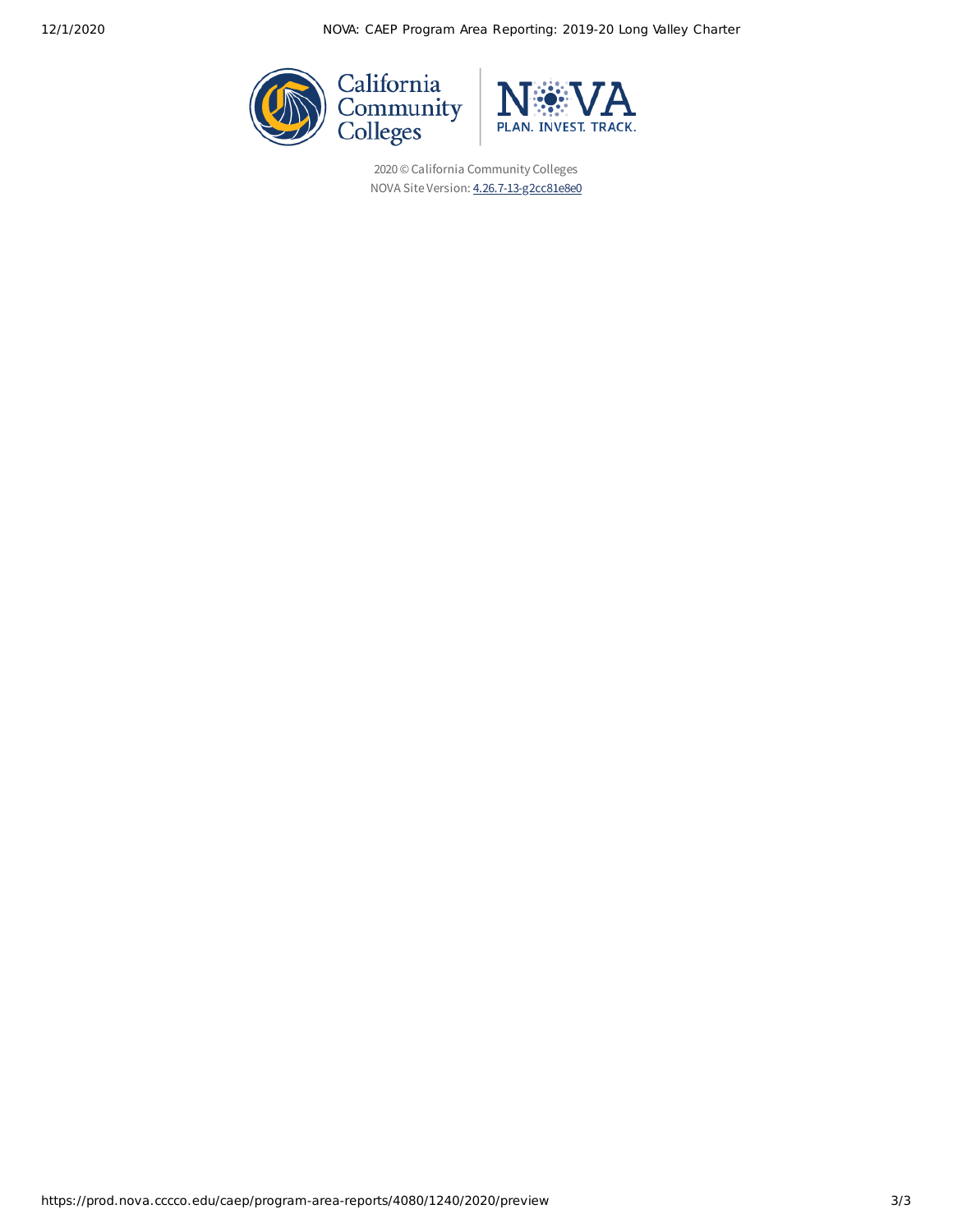California Community Colleges

NOVA PLAN. INVEST. TRACK.

2020 © California Community Colleges

NOVA Site Version: [4.26.7-13-g2cc81e8e0]